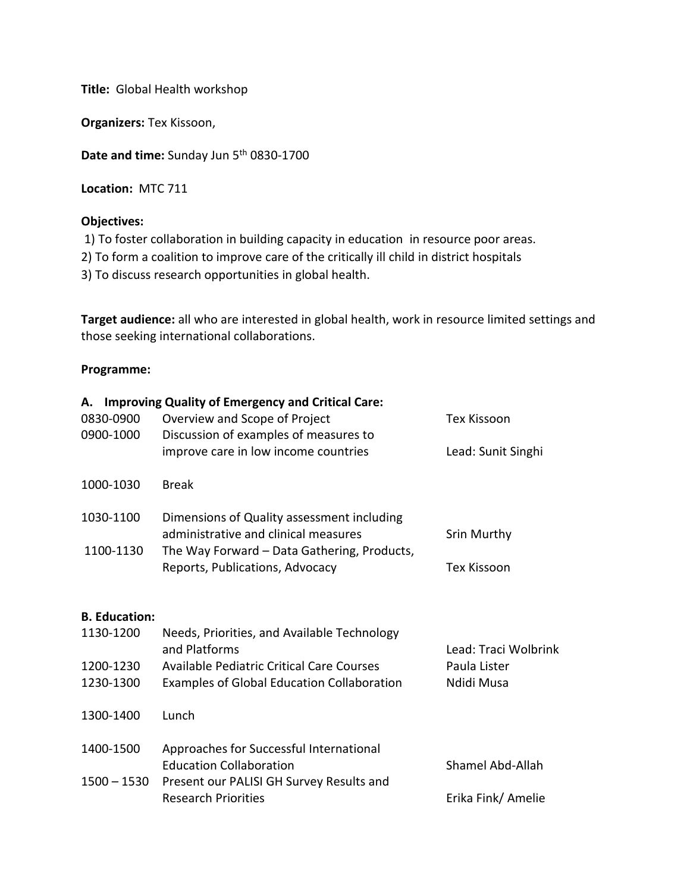**Title:** Global Health workshop

**Organizers:** Tex Kissoon,

**Date and time:** Sunday Jun 5th 0830-1700

**Location:** MTC 711

**Objectives:**

1) To foster collaboration in building capacity in education in resource poor areas.
2) To form a coalition to improve care of the critically ill child in district hospitals
3) To discuss research opportunities in global health.

**Target audience:** all who are interested in global health, work in resource limited settings and those seeking international collaborations.

**Programme:**

**A. Improving Quality of Emergency and Critical Care:**

| | | |
|---|---|---|
| 0830-0900 | Overview and Scope of Project | Tex Kissoon |
| 0900-1000 | Discussion of examples of measures to improve care in low income countries | Lead: Sunit Singhi |
| 1000-1030 | Break | |
| 1030-1100 | Dimensions of Quality assessment including administrative and clinical measures | Srin Murthy |
| 1100-1130 | The Way Forward – Data Gathering, Products, Reports, Publications, Advocacy | Tex Kissoon |

**B. Education:**

| | | |
|---|---|---|
| 1130-1200 | Needs, Priorities, and Available Technology and Platforms | Lead: Traci Wolbrink |
| 1200-1230 | Available Pediatric Critical Care Courses | Paula Lister |
| 1230-1300 | Examples of Global Education Collaboration | Ndidi Musa |
| 1300-1400 | Lunch | |
| 1400-1500 | Approaches for Successful International Education Collaboration | Shamel Abd-Allah |
| 1500 – 1530 | Present our PALISI GH Survey Results and Research Priorities | Erika Fink/ Amelie |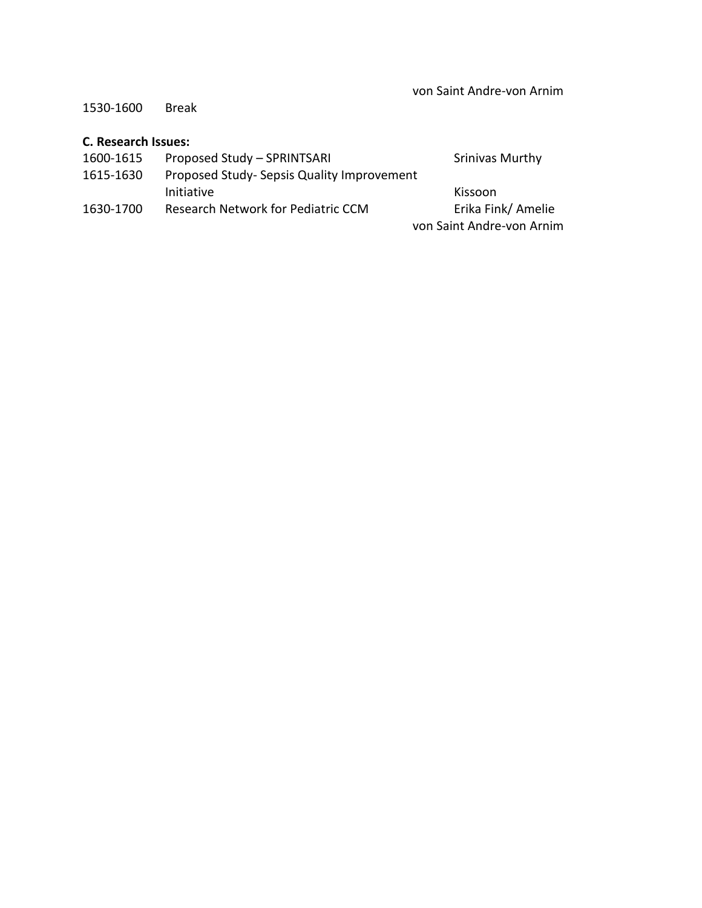von Saint Andre-von Arnim

| | | |
|---|---|---|
| 1530-1600 | Break | |

**C. Research Issues:**

| | | |
|---|---|---|
| 1600-1615 | Proposed Study – SPRINTSARI | Srinivas Murthy |
| 1615-1630 | Proposed Study- Sepsis Quality Improvement Initiative | Kissoon |
| 1630-1700 | Research Network for Pediatric CCM | Erika Fink/ Amelie von Saint Andre-von Arnim |